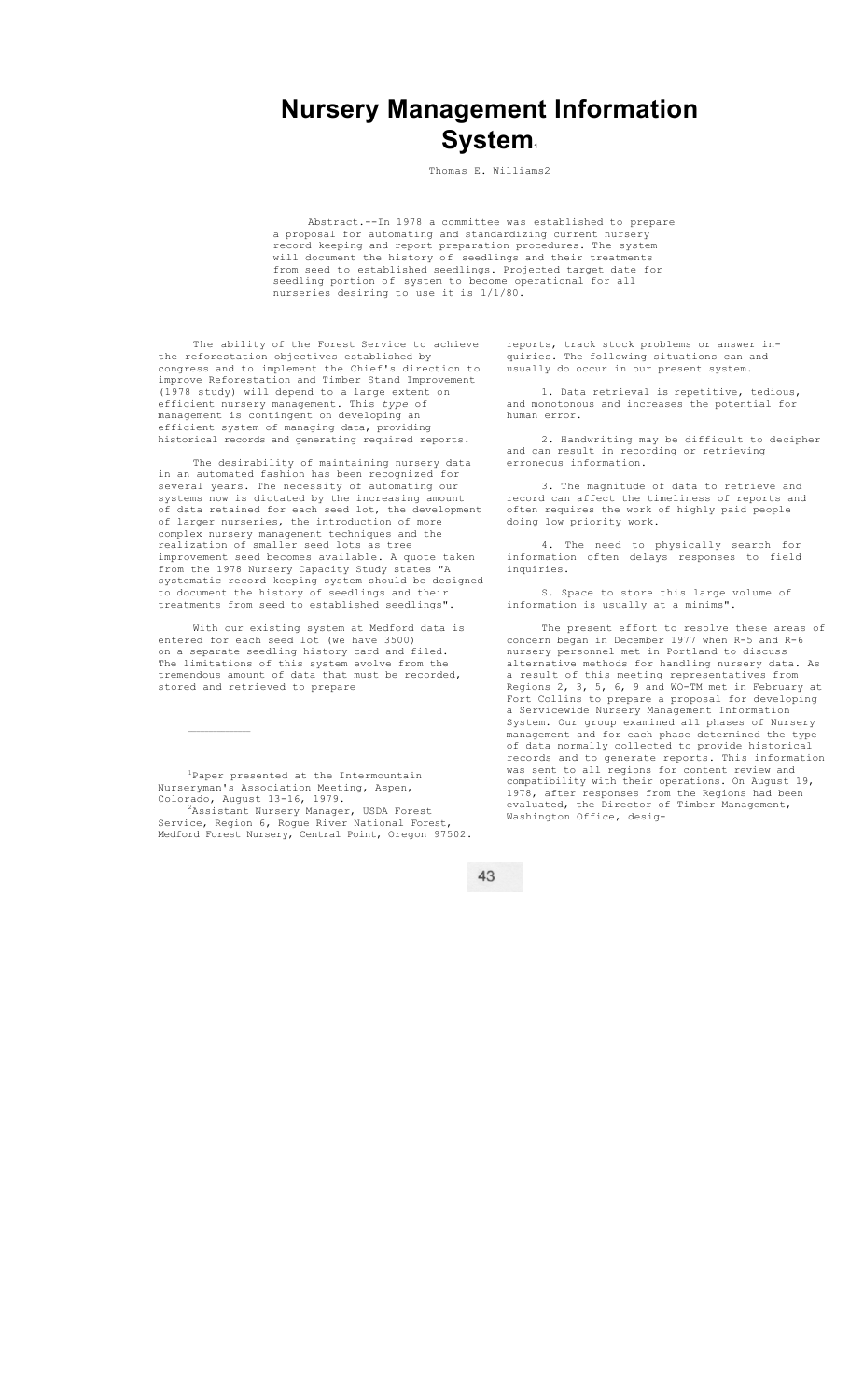# Nursery Management Information System[1]

Thomas E. Williams[2]

Abstract.--In 1978 a committee was established to prepare a proposal for automating and standardizing current nursery record keeping and report preparation procedures. The system will document the history of seedlings and their treatments from seed to established seedlings. Projected target date for seedling portion of system to become operational for all nurseries desiring to use it is 1/1/80.

The ability of the Forest Service to achieve the reforestation objectives established by congress and to implement the Chief's direction to improve Reforestation and Timber Stand Improvement (1978 study) will depend to a large extent on efficient nursery management. This *type* of management is contingent on developing an efficient system of managing data, providing historical records and generating required reports.

The desirability of maintaining nursery data in an automated fashion has been recognized for several years. The necessity of automating our systems now is dictated by the increasing amount of data retained for each seed lot, the development of larger nurseries, the introduction of more complex nursery management techniques and the realization of smaller seed lots as tree improvement seed becomes available. A quote taken from the 1978 Nursery Capacity Study states "A systematic record keeping system should be designed to document the history of seedlings and their treatments from seed to established seedlings".

With our existing system at Medford data is entered for each seed lot (we have 3500) on a separate seedling history card and filed. The limitations of this system evolve from the tremendous amount of data that must be recorded, stored and retrieved to prepare reports, track stock problems or answer inquiries. The following situations can and usually do occur in our present system.

1. Data retrieval is repetitive, tedious, and monotonous and increases the potential for human error.

2. Handwriting may be difficult to decipher and can result in recording or retrieving erroneous information.

3. The magnitude of data to retrieve and record can affect the timeliness of reports and often requires the work of highly paid people doing low priority work.

4. The need to physically search for information often delays responses to field inquiries.

S. Space to store this large volume of information is usually at a minims".

The present effort to resolve these areas of concern began in December 1977 when R-5 and R-6 nursery personnel met in Portland to discuss alternative methods for handling nursery data. As a result of this meeting representatives from Regions 2, 3, 5, 6, 9 and WO-TM met in February at Fort Collins to prepare a proposal for developing a Servicewide Nursery Management Information System. Our group examined all phases of Nursery management and for each phase determined the type of data normally collected to provide historical records and to generate reports. This information was sent to all regions for content review and compatibility with their operations. On August 19, 1978, after responses from the Regions had been evaluated, the Director of Timber Management, Washington Office, desig-

---

[1]Paper presented at the Intermountain Nurseryman's Association Meeting, Aspen, Colorado, August 13-16, 1979.

[2]Assistant Nursery Manager, USDA Forest Service, Region 6, Rogue River National Forest, Medford Forest Nursery, Central Point, Oregon 97502.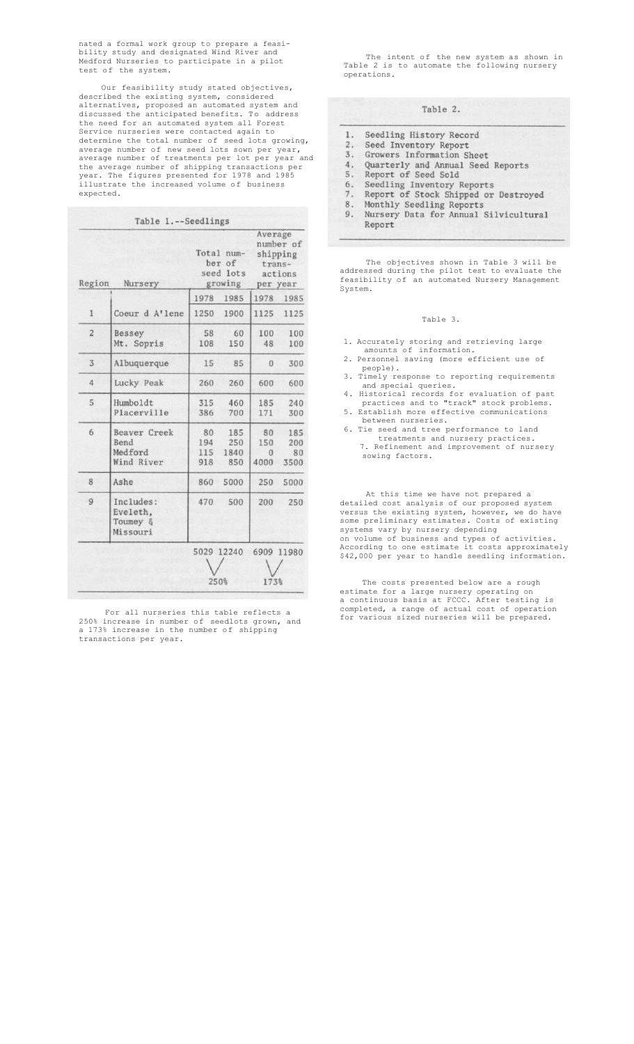nated a formal work group to prepare a feasibility study and designated Wind River and Medford Nurseries to participate in a pilot test of the system.

Our feasibility study stated objectives, described the existing system, considered alternatives, proposed an automated system and discussed the anticipated benefits. To address the need for an automated system all Forest Service nurseries were contacted again to determine the total number of seed lots growing, average number of new seed lots sown per year, average number of treatments per lot per year and the average number of shipping transactions per year. The figures presented for 1978 and 1985 illustrate the increased volume of business expected.

Table 1.--Seedlings

| Region | Nursery | Total number of seed lots growing | | Average number of shipping transactions per year | |
|---|---|---|---|---|---|
| | | 1978 | 1985 | 1978 | 1985 |
| 1 | Coeur d A'lene | 1250 | 1900 | 1125 | 1125 |
| 2 | Bessey | 58 | 60 | 100 | 100 |
| | Mt. Sopris | 108 | 150 | 48 | 100 |
| 3 | Albuquerque | 15 | 85 | 0 | 300 |
| 4 | Lucky Peak | 260 | 260 | 600 | 600 |
| 5 | Humboldt | 315 | 460 | 185 | 240 |
| | Placerville | 386 | 700 | 171 | 300 |
| 6 | Beaver Creek | 80 | 185 | 80 | 185 |
| | Bend | 194 | 250 | 150 | 200 |
| | Medford | 115 | 1840 | 0 | 80 |
| | Wind River | 918 | 850 | 4000 | 3500 |
| 8 | Ashe | 860 | 5000 | 250 | 5000 |
| 9 | Includes: Eveleth, Toumey & Missouri | 470 | 500 | 200 | 250 |
| | | 5029 | 12240 | 6909 | 11980 |
| | | 250% | | 173% | |

For all nurseries this table reflects a 250% increase in number of seedlots grown, and a 173% increase in the number of shipping transactions per year.

The intent of the new system as shown in Table 2 is to automate the following nursery operations.

Table 2.

1. Seedling History Record
2. Seed Inventory Report
3. Growers Information Sheet
4. Quarterly and Annual Seed Reports
5. Report of Seed Sold
6. Seedling Inventory Reports
7. Report of Stock Shipped or Destroyed
8. Monthly Seedling Reports
9. Nursery Data for Annual Silvicultural Report

The objectives shown in Table 3 will be addressed during the pilot test to evaluate the feasibility of an automated Nursery Management System.

Table 3.

1. Accurately storing and retrieving large amounts of information.
2. Personnel saving (more efficient use of people).
3. Timely response to reporting requirements and special queries.
4. Historical records for evaluation of past practices and to "track" stock problems.
5. Establish more effective communications between nurseries.
6. Tie seed and tree performance to land treatments and nursery practices.
7. Refinement and improvement of nursery sowing factors.

At this time we have not prepared a detailed cost analysis of our proposed system versus the existing system, however, we do have some preliminary estimates. Costs of existing systems vary by nursery depending on volume of business and types of activities. According to one estimate it costs approximately $42,000 per year to handle seedling information.

The costs presented below are a rough estimate for a large nursery operating on a continuous basis at FCCC. After testing is completed, a range of actual cost of operation for various sized nurseries will be prepared.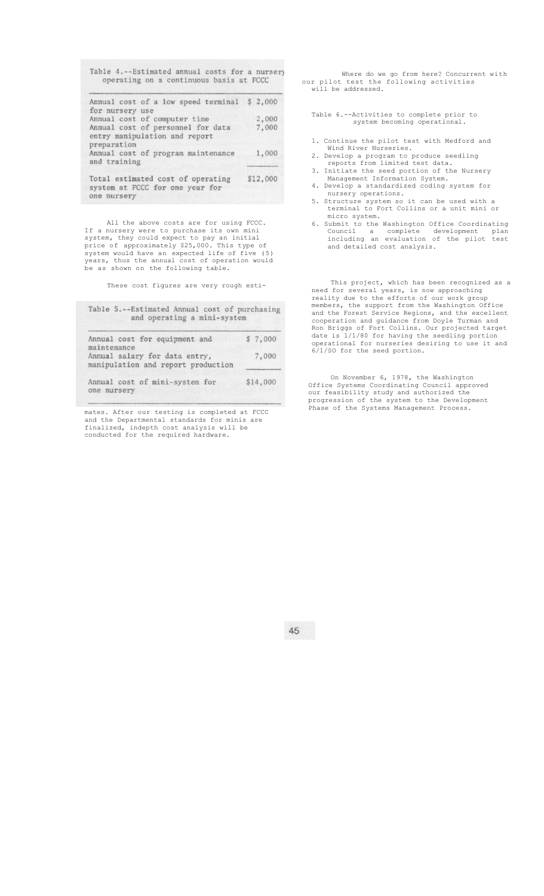Table 4.--Estimated annual costs for a nursery operating on a continuous basis at FCCC

| | |
|---|---|
| Annual cost of a low speed terminal for nursery use | $ 2,000 |
| Annual cost of computer time | 2,000 |
| Annual cost of personnel for data entry manipulation and report preparation | 7,000 |
| Annual cost of program maintenance and training | 1,000 |
| Total estimated cost of operating system at FCCC for one year for one nursery | $12,000 |

All the above costs are for using FCCC. If a nursery were to purchase its own mini system, they could expect to pay an initial price of approximately $25,000. This type of system would have an expected life of five (5) years, thus the annual cost of operation would be as shown on the following table.

These cost figures are very rough estimates. After our testing is completed at FCCC and the Departmental standards for minis are finalized, indepth cost analysis will be conducted for the required hardware.

Table 5.--Estimated Annual cost of purchasing and operating a mini-system

| | |
|---|---|
| Annual cost for equipment and maintenance | $ 7,000 |
| Annual salary for data entry, manipulation and report production | 7,000 |
| Annual cost of mini-system for one nursery | $14,000 |

Where do we go from here? Concurrent with our pilot test the following activities will be addressed.

Table 6.--Activities to complete prior to system becoming operational.

1. Continue the pilot test with Medford and Wind River Nurseries.
2. Develop a program to produce seedling reports from limited test data.
3. Initiate the seed portion of the Nursery Management Information System.
4. Develop a standardized coding system for nursery operations.
5. Structure system so it can be used with a terminal to Fort Collins or a unit mini or micro system.
6. Submit to the Washington Office Coordinating Council a complete development plan including an evaluation of the pilot test and detailed cost analysis.

This project, which has been recognized as a need for several years, is now approaching reality due to the efforts of our work group members, the support from the Washington Office and the Forest Service Regions, and the excellent cooperation and guidance from Doyle Turman and Ron Briggs of Fort Collins. Our projected target date is 1/1/80 for having the seedling portion operational for nurseries desiring to use it and 6/1/SO for the seed portion.

On November 6, 1978, the Washington Office Systems Coordinating Council approved our feasibility study and authorized the progression of the system to the Development Phase of the Systems Management Process.